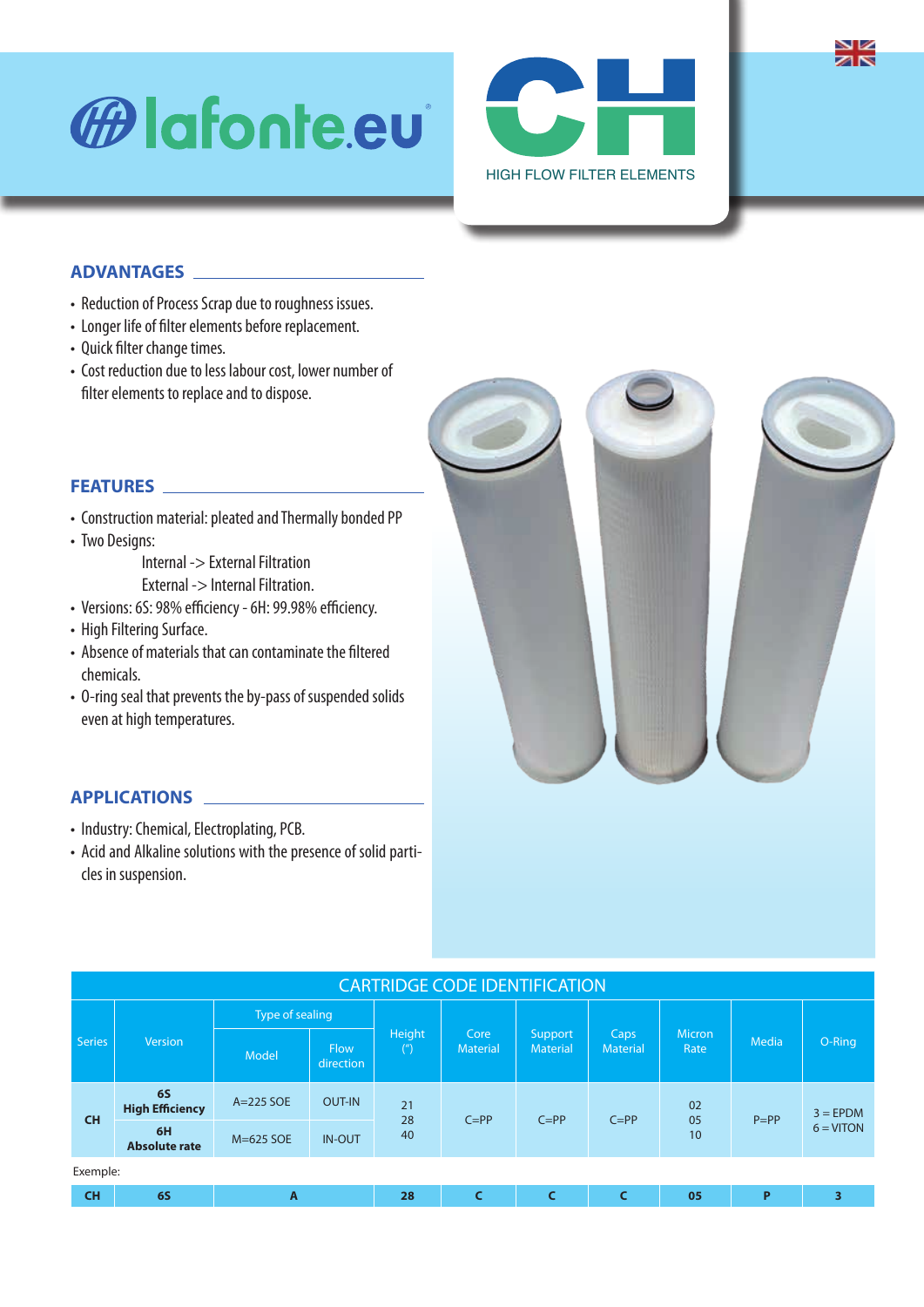# lafonte.eu

# CH
HIGH FLOW FILTER ELEMENTS

## ADVANTAGES

- Reduction of Process Scrap due to roughness issues.
- Longer life of filter elements before replacement.
- Quick filter change times.
- Cost reduction due to less labour cost, lower number of filter elements to replace and to dispose.

## FEATURES

- Construction material: pleated and Thermally bonded PP
- Two Designs:
  - Internal -> External Filtration
  - External -> Internal Filtration.
- Versions: 6S: 98% efficiency - 6H: 99.98% efficiency.
- High Filtering Surface.
- Absence of materials that can contaminate the filtered chemicals.
- O-ring seal that prevents the by-pass of suspended solids even at high temperatures.

## APPLICATIONS

- Industry: Chemical, Electroplating, PCB.
- Acid and Alkaline solutions with the presence of solid particles in suspension.

## CARTRIDGE CODE IDENTIFICATION

| Series | Version | Type of sealing | | Height (") | Core Material | Support Material | Caps Material | Micron Rate | Media | O-Ring |
|---|---|---|---|---|---|---|---|---|---|---|
| | | Model | Flow direction | | | | | | | |
| CH | **6S High Efficiency** | A=225 SOE | OUT-IN | 21<br>28<br>40 | C=PP | C=PP | C=PP | 02<br>05<br>10 | P=PP | 3 = EPDM<br>6 = VITON |
| | **6H Absolute rate** | M=625 SOE | IN-OUT | | | | | | | |

Exemple:

| CH | 6S | A | 28 | C | C | C | 05 | P | 3 |
|---|---|---|---|---|---|---|---|---|---|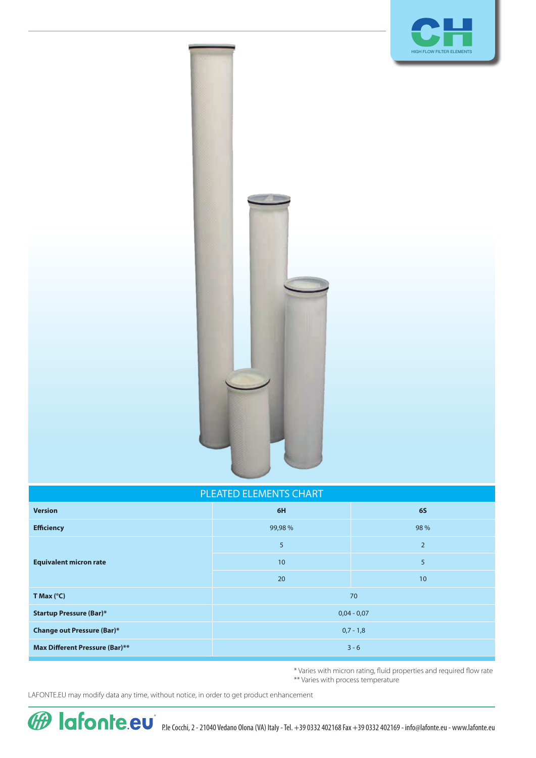CH
HIGH FLOW FILTER ELEMENTS

## PLEATED ELEMENTS CHART

| Version | 6H | 6S |
|---|---|---|
| Efficiency | 99,98 % | 98 % |
| Equivalent micron rate | 5 | 2 |
| | 10 | 5 |
| | 20 | 10 |
| T Max (°C) | 70 | |
| Startup Pressure (Bar)* | 0,04 - 0,07 | |
| Change out Pressure (Bar)* | 0,7 - 1,8 | |
| Max Different Pressure (Bar)** | 3 - 6 | |

\* Varies with micron rating, fluid properties and required flow rate
\*\* Varies with process temperature

LAFONTE.EU may modify data any time, without notice, in order to get product enhancement

lafonte.eu P.le Cocchi, 2 - 21040 Vedano Olona (VA) Italy - Tel. +39 0332 402168 Fax +39 0332 402169 - info@lafonte.eu - www.lafonte.eu